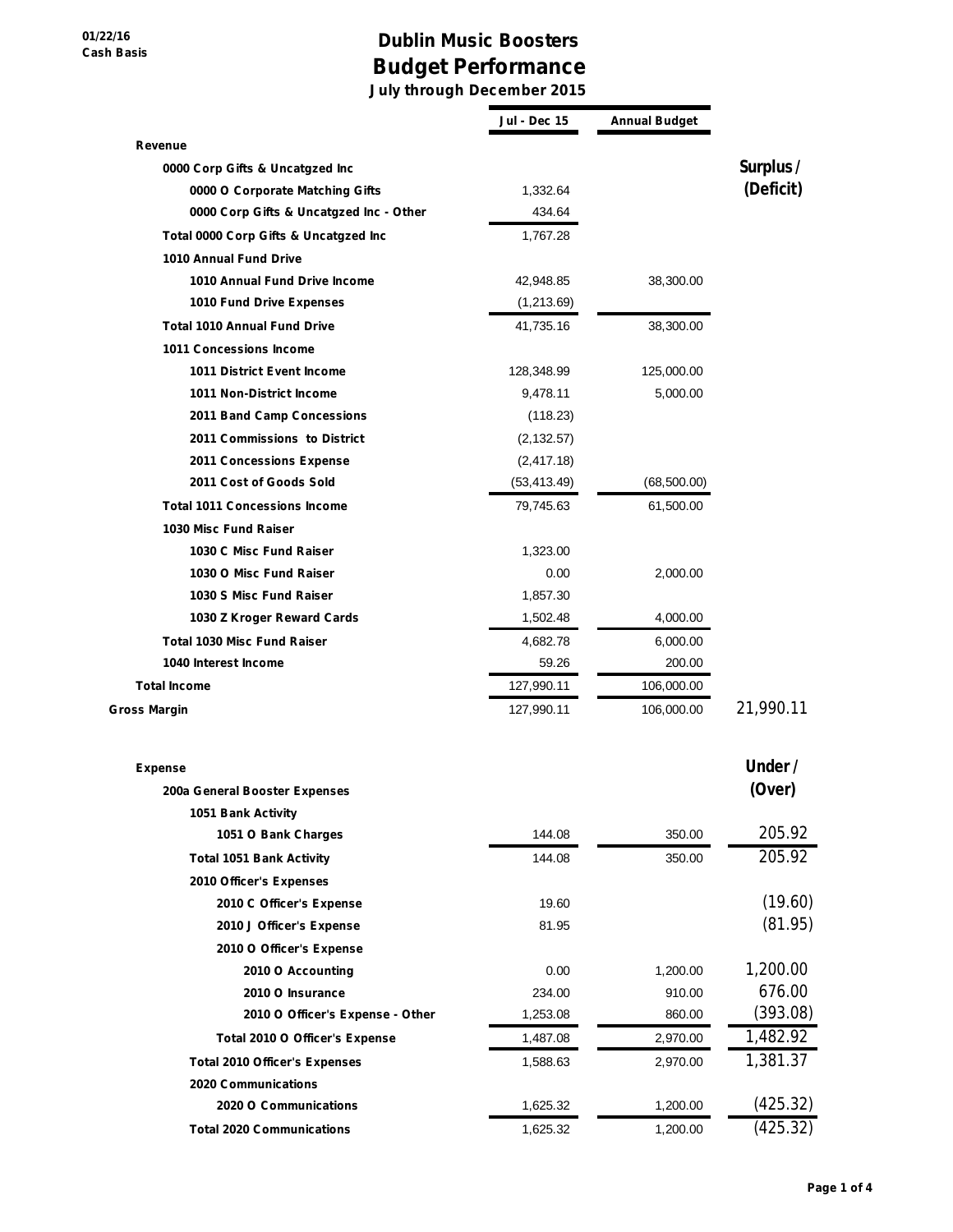01/22/16
Cash Basis

# Dublin Music Boosters
## Budget Performance
### July through December 2015

| | Jul - Dec 15 | Annual Budget | |
|---|---|---|---|
| **Revenue** | | | **Surplus / (Deficit)** |
| 0000 Corp Gifts & Uncatgzed Inc | | | |
| 0000 O Corporate Matching Gifts | 1,332.64 | | |
| 0000 Corp Gifts & Uncatgzed Inc - Other | 434.64 | | |
| Total 0000 Corp Gifts & Uncatgzed Inc | 1,767.28 | | |
| 1010 Annual Fund Drive | | | |
| 1010 Annual Fund Drive Income | 42,948.85 | 38,300.00 | |
| 1010 Fund Drive Expenses | (1,213.69) | | |
| Total 1010 Annual Fund Drive | 41,735.16 | 38,300.00 | |
| 1011 Concessions Income | | | |
| 1011 District Event Income | 128,348.99 | 125,000.00 | |
| 1011 Non-District Income | 9,478.11 | 5,000.00 | |
| 2011 Band Camp Concessions | (118.23) | | |
| 2011 Commissions to District | (2,132.57) | | |
| 2011 Concessions Expense | (2,417.18) | | |
| 2011 Cost of Goods Sold | (53,413.49) | (68,500.00) | |
| Total 1011 Concessions Income | 79,745.63 | 61,500.00 | |
| 1030 Misc Fund Raiser | | | |
| 1030 C Misc Fund Raiser | 1,323.00 | | |
| 1030 O Misc Fund Raiser | 0.00 | 2,000.00 | |
| 1030 S Misc Fund Raiser | 1,857.30 | | |
| 1030 Z Kroger Reward Cards | 1,502.48 | 4,000.00 | |
| Total 1030 Misc Fund Raiser | 4,682.78 | 6,000.00 | |
| 1040 Interest Income | 59.26 | 200.00 | |
| Total Income | 127,990.11 | 106,000.00 | |
| Gross Margin | 127,990.11 | 106,000.00 | 21,990.11 |
| **Expense** | | | **Under / (Over)** |
| 200a General Booster Expenses | | | |
| 1051 Bank Activity | | | |
| 1051 O Bank Charges | 144.08 | 350.00 | 205.92 |
| Total 1051 Bank Activity | 144.08 | 350.00 | 205.92 |
| 2010 Officer's Expenses | | | |
| 2010 C Officer's Expense | 19.60 | | (19.60) |
| 2010 J Officer's Expense | 81.95 | | (81.95) |
| 2010 O Officer's Expense | | | |
| 2010 O Accounting | 0.00 | 1,200.00 | 1,200.00 |
| 2010 O Insurance | 234.00 | 910.00 | 676.00 |
| 2010 O Officer's Expense - Other | 1,253.08 | 860.00 | (393.08) |
| Total 2010 O Officer's Expense | 1,487.08 | 2,970.00 | 1,482.92 |
| Total 2010 Officer's Expenses | 1,588.63 | 2,970.00 | 1,381.37 |
| 2020 Communications | | | |
| 2020 O Communications | 1,625.32 | 1,200.00 | (425.32) |
| Total 2020 Communications | 1,625.32 | 1,200.00 | (425.32) |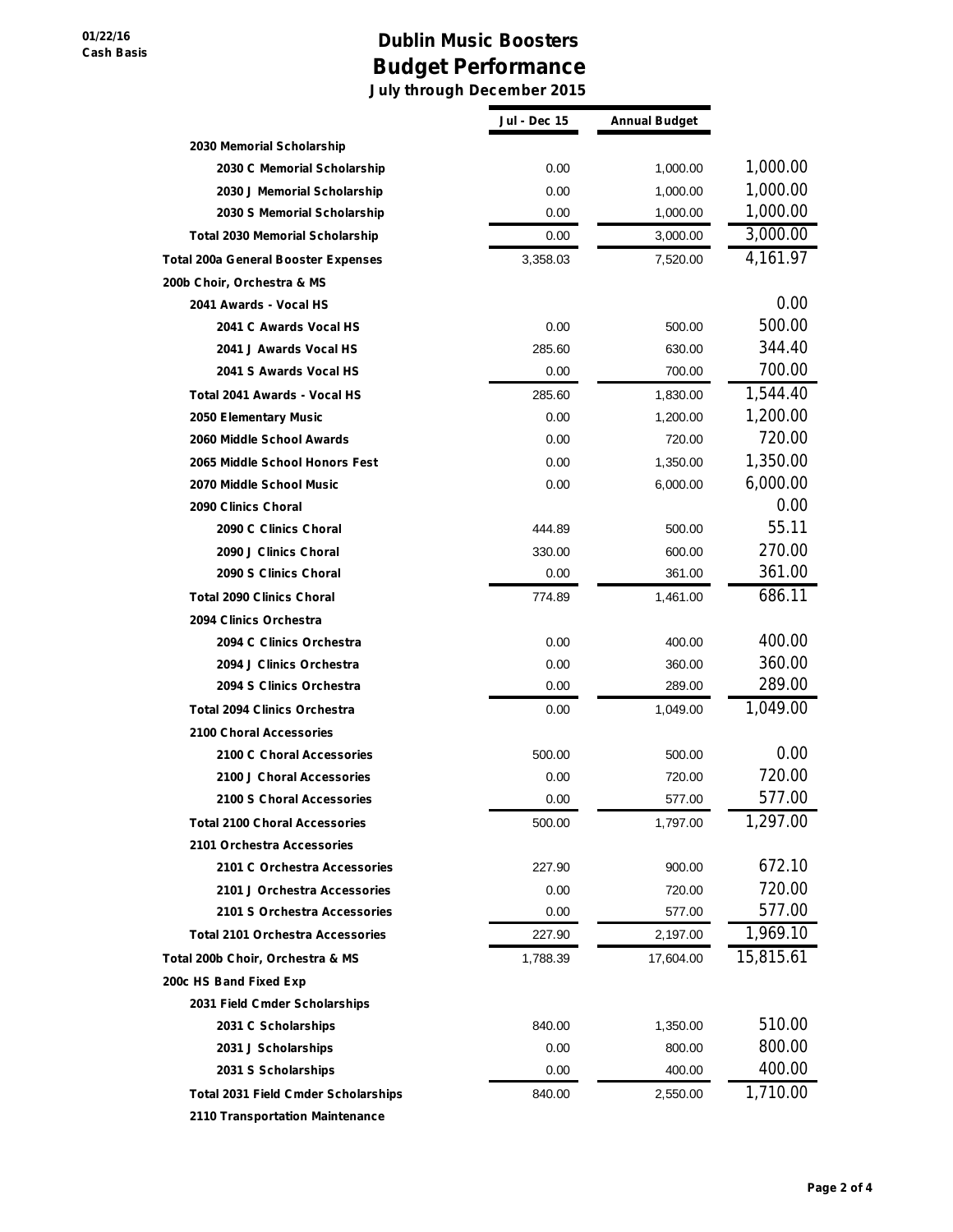**01/22/16**
**Cash Basis**

# Dublin Music Boosters
## Budget Performance
### July through December 2015

| | Jul - Dec 15 | Annual Budget | |
|---|---|---|---|
| **2030 Memorial Scholarship** | | | |
| **2030 C Memorial Scholarship** | 0.00 | 1,000.00 | 1,000.00 |
| **2030 J Memorial Scholarship** | 0.00 | 1,000.00 | 1,000.00 |
| **2030 S Memorial Scholarship** | 0.00 | 1,000.00 | 1,000.00 |
| **Total 2030 Memorial Scholarship** | 0.00 | 3,000.00 | 3,000.00 |
| **Total 200a General Booster Expenses** | 3,358.03 | 7,520.00 | 4,161.97 |
| **200b Choir, Orchestra & MS** | | | |
| **2041 Awards - Vocal HS** | | | 0.00 |
| **2041 C Awards Vocal HS** | 0.00 | 500.00 | 500.00 |
| **2041 J Awards Vocal HS** | 285.60 | 630.00 | 344.40 |
| **2041 S Awards Vocal HS** | 0.00 | 700.00 | 700.00 |
| **Total 2041 Awards - Vocal HS** | 285.60 | 1,830.00 | 1,544.40 |
| **2050 Elementary Music** | 0.00 | 1,200.00 | 1,200.00 |
| **2060 Middle School Awards** | 0.00 | 720.00 | 720.00 |
| **2065 Middle School Honors Fest** | 0.00 | 1,350.00 | 1,350.00 |
| **2070 Middle School Music** | 0.00 | 6,000.00 | 6,000.00 |
| **2090 Clinics Choral** | | | 0.00 |
| **2090 C Clinics Choral** | 444.89 | 500.00 | 55.11 |
| **2090 J Clinics Choral** | 330.00 | 600.00 | 270.00 |
| **2090 S Clinics Choral** | 0.00 | 361.00 | 361.00 |
| **Total 2090 Clinics Choral** | 774.89 | 1,461.00 | 686.11 |
| **2094 Clinics Orchestra** | | | |
| **2094 C Clinics Orchestra** | 0.00 | 400.00 | 400.00 |
| **2094 J Clinics Orchestra** | 0.00 | 360.00 | 360.00 |
| **2094 S Clinics Orchestra** | 0.00 | 289.00 | 289.00 |
| **Total 2094 Clinics Orchestra** | 0.00 | 1,049.00 | 1,049.00 |
| **2100 Choral Accessories** | | | |
| **2100 C Choral Accessories** | 500.00 | 500.00 | 0.00 |
| **2100 J Choral Accessories** | 0.00 | 720.00 | 720.00 |
| **2100 S Choral Accessories** | 0.00 | 577.00 | 577.00 |
| **Total 2100 Choral Accessories** | 500.00 | 1,797.00 | 1,297.00 |
| **2101 Orchestra Accessories** | | | |
| **2101 C Orchestra Accessories** | 227.90 | 900.00 | 672.10 |
| **2101 J Orchestra Accessories** | 0.00 | 720.00 | 720.00 |
| **2101 S Orchestra Accessories** | 0.00 | 577.00 | 577.00 |
| **Total 2101 Orchestra Accessories** | 227.90 | 2,197.00 | 1,969.10 |
| **Total 200b Choir, Orchestra & MS** | 1,788.39 | 17,604.00 | 15,815.61 |
| **200c HS Band Fixed Exp** | | | |
| **2031 Field Cmder Scholarships** | | | |
| **2031 C Scholarships** | 840.00 | 1,350.00 | 510.00 |
| **2031 J Scholarships** | 0.00 | 800.00 | 800.00 |
| **2031 S Scholarships** | 0.00 | 400.00 | 400.00 |
| **Total 2031 Field Cmder Scholarships** | 840.00 | 2,550.00 | 1,710.00 |
| **2110 Transportation Maintenance** | | | |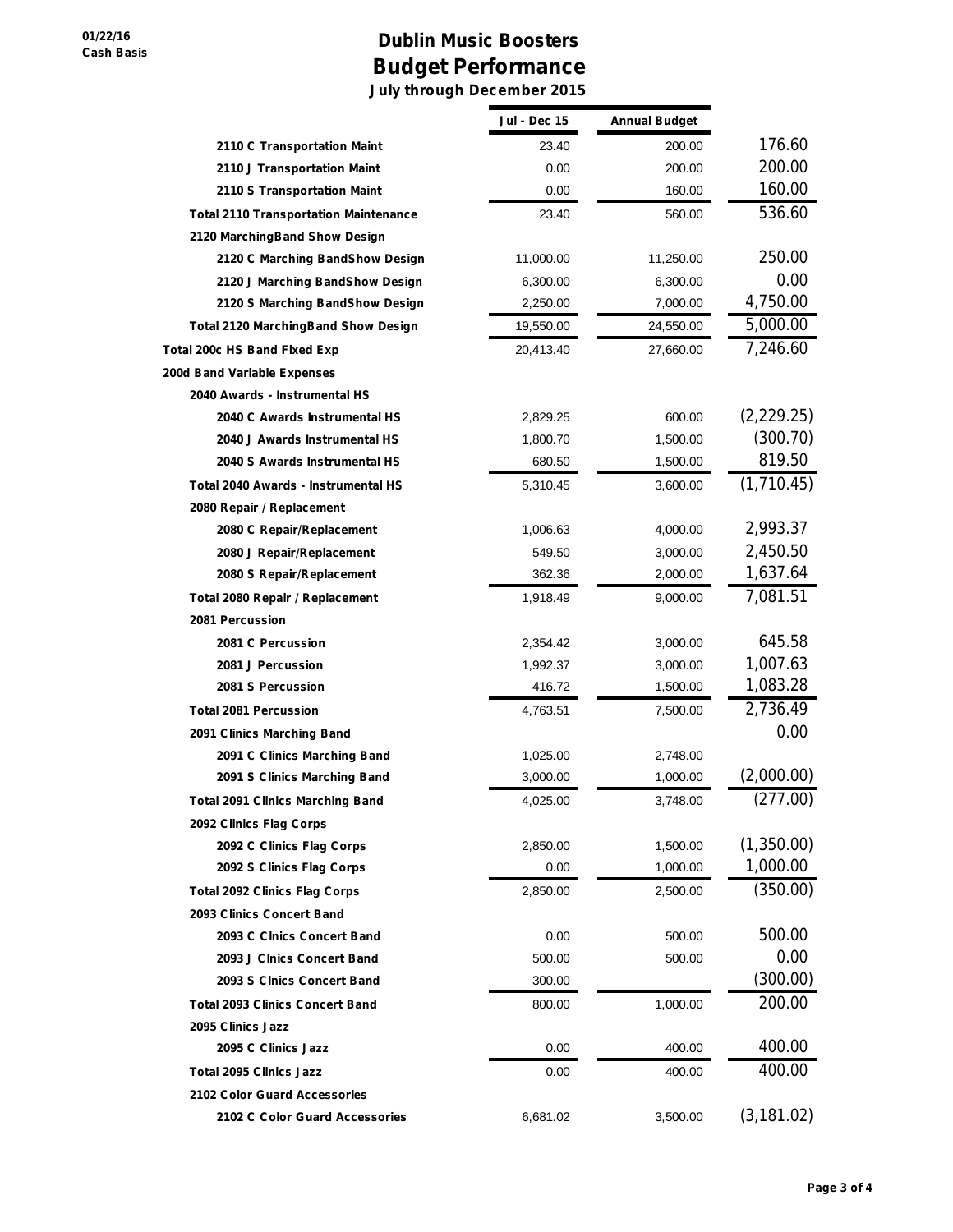# Dublin Music Boosters

## Budget Performance

**July through December 2015**

01/22/16
Cash Basis

| | Jul - Dec 15 | Annual Budget | |
|---|---|---|---|
| 2110 C Transportation Maint | 23.40 | 200.00 | 176.60 |
| 2110 J Transportation Maint | 0.00 | 200.00 | 200.00 |
| 2110 S Transportation Maint | 0.00 | 160.00 | 160.00 |
| Total 2110 Transportation Maintenance | 23.40 | 560.00 | 536.60 |
| 2120 MarchingBand Show Design | | | |
| 2120 C Marching BandShow Design | 11,000.00 | 11,250.00 | 250.00 |
| 2120 J Marching BandShow Design | 6,300.00 | 6,300.00 | 0.00 |
| 2120 S Marching BandShow Design | 2,250.00 | 7,000.00 | 4,750.00 |
| Total 2120 MarchingBand Show Design | 19,550.00 | 24,550.00 | 5,000.00 |
| Total 200c HS Band Fixed Exp | 20,413.40 | 27,660.00 | 7,246.60 |
| 200d Band Variable Expenses | | | |
| 2040 Awards - Instrumental HS | | | |
| 2040 C Awards Instrumental HS | 2,829.25 | 600.00 | (2,229.25) |
| 2040 J Awards Instrumental HS | 1,800.70 | 1,500.00 | (300.70) |
| 2040 S Awards Instrumental HS | 680.50 | 1,500.00 | 819.50 |
| Total 2040 Awards - Instrumental HS | 5,310.45 | 3,600.00 | (1,710.45) |
| 2080 Repair / Replacement | | | |
| 2080 C Repair/Replacement | 1,006.63 | 4,000.00 | 2,993.37 |
| 2080 J Repair/Replacement | 549.50 | 3,000.00 | 2,450.50 |
| 2080 S Repair/Replacement | 362.36 | 2,000.00 | 1,637.64 |
| Total 2080 Repair / Replacement | 1,918.49 | 9,000.00 | 7,081.51 |
| 2081 Percussion | | | |
| 2081 C Percussion | 2,354.42 | 3,000.00 | 645.58 |
| 2081 J Percussion | 1,992.37 | 3,000.00 | 1,007.63 |
| 2081 S Percussion | 416.72 | 1,500.00 | 1,083.28 |
| Total 2081 Percussion | 4,763.51 | 7,500.00 | 2,736.49 |
| 2091 Clinics Marching Band | | | 0.00 |
| 2091 C Clinics Marching Band | 1,025.00 | 2,748.00 | |
| 2091 S Clinics Marching Band | 3,000.00 | 1,000.00 | (2,000.00) |
| Total 2091 Clinics Marching Band | 4,025.00 | 3,748.00 | (277.00) |
| 2092 Clinics Flag Corps | | | |
| 2092 C Clinics Flag Corps | 2,850.00 | 1,500.00 | (1,350.00) |
| 2092 S Clinics Flag Corps | 0.00 | 1,000.00 | 1,000.00 |
| Total 2092 Clinics Flag Corps | 2,850.00 | 2,500.00 | (350.00) |
| 2093 Clinics Concert Band | | | |
| 2093 C Clnics Concert Band | 0.00 | 500.00 | 500.00 |
| 2093 J Clnics Concert Band | 500.00 | 500.00 | 0.00 |
| 2093 S Clnics Concert Band | 300.00 | | (300.00) |
| Total 2093 Clinics Concert Band | 800.00 | 1,000.00 | 200.00 |
| 2095 Clinics Jazz | | | |
| 2095 C Clinics Jazz | 0.00 | 400.00 | 400.00 |
| Total 2095 Clinics Jazz | 0.00 | 400.00 | 400.00 |
| 2102 Color Guard Accessories | | | |
| 2102 C Color Guard Accessories | 6,681.02 | 3,500.00 | (3,181.02) |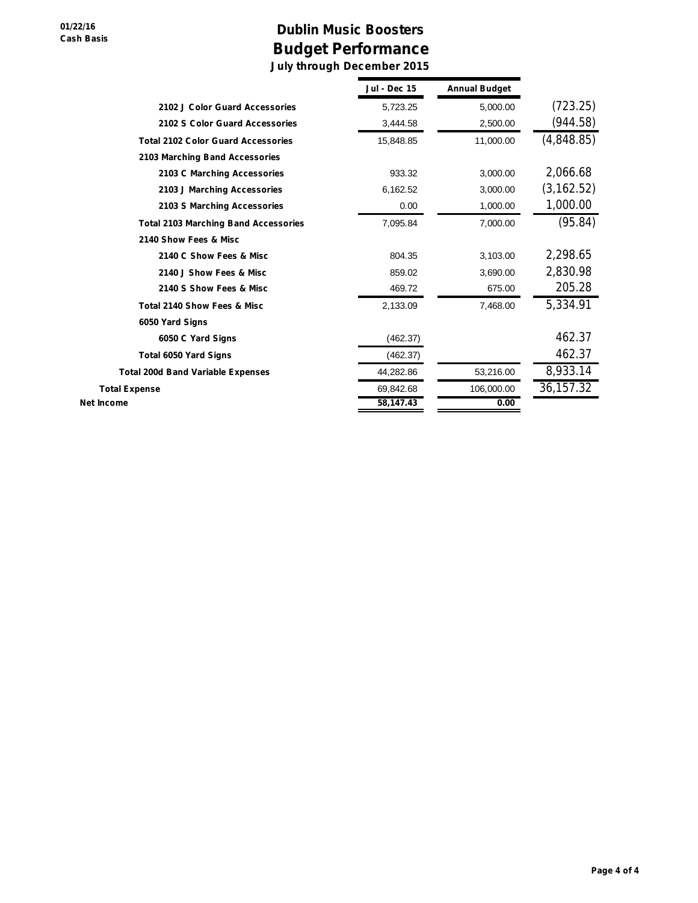01/22/16
Cash Basis

# Dublin Music Boosters
## Budget Performance
### July through December 2015

| | Jul - Dec 15 | Annual Budget | |
|---|---|---|---|
| 2102 J Color Guard Accessories | 5,723.25 | 5,000.00 | (723.25) |
| 2102 S Color Guard Accessories | 3,444.58 | 2,500.00 | (944.58) |
| Total 2102 Color Guard Accessories | 15,848.85 | 11,000.00 | (4,848.85) |
| 2103 Marching Band Accessories | | | |
| 2103 C Marching Accessories | 933.32 | 3,000.00 | 2,066.68 |
| 2103 J Marching Accessories | 6,162.52 | 3,000.00 | (3,162.52) |
| 2103 S Marching Accessories | 0.00 | 1,000.00 | 1,000.00 |
| Total 2103 Marching Band Accessories | 7,095.84 | 7,000.00 | (95.84) |
| 2140 Show Fees & Misc | | | |
| 2140 C Show Fees & Misc | 804.35 | 3,103.00 | 2,298.65 |
| 2140 J Show Fees & Misc | 859.02 | 3,690.00 | 2,830.98 |
| 2140 S Show Fees & Misc | 469.72 | 675.00 | 205.28 |
| Total 2140 Show Fees & Misc | 2,133.09 | 7,468.00 | 5,334.91 |
| 6050 Yard Signs | | | |
| 6050 C Yard Signs | (462.37) | | 462.37 |
| Total 6050 Yard Signs | (462.37) | | 462.37 |
| Total 200d Band Variable Expenses | 44,282.86 | 53,216.00 | 8,933.14 |
| Total Expense | 69,842.68 | 106,000.00 | 36,157.32 |
| Net Income | 58,147.43 | 0.00 | |